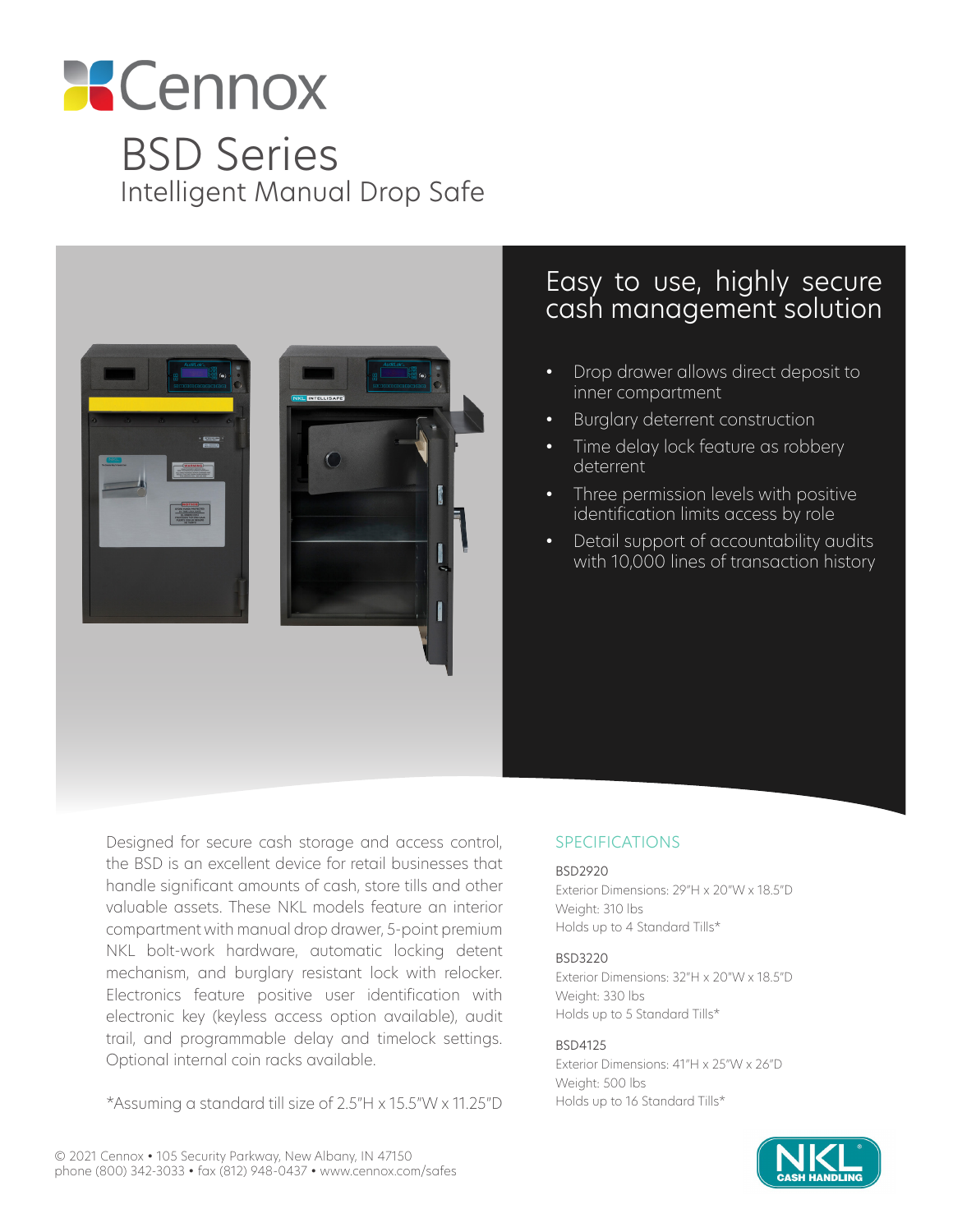# Cennox

# BSD Series

## Intelligent Manual Drop Safe

## Easy to use, highly secure cash management solution

- Drop drawer allows direct deposit to inner compartment
- Burglary deterrent construction
- Time delay lock feature as robbery deterrent
- Three permission levels with positive identification limits access by role
- Detail support of accountability audits with 10,000 lines of transaction history

Designed for secure cash storage and access control, the BSD is an excellent device for retail businesses that handle significant amounts of cash, store tills and other valuable assets. These NKL models feature an interior compartment with manual drop drawer, 5-point premium NKL bolt-work hardware, automatic locking detent mechanism, and burglary resistant lock with relocker. Electronics feature positive user identification with electronic key (keyless access option available), audit trail, and programmable delay and timelock settings. Optional internal coin racks available.

*Assuming a standard till size of 2.5"H x 15.5"W x 11.25"D

## SPECIFICATIONS

**BSD2920**
Exterior Dimensions: 29"H x 20"W x 18.5"D
Weight: 310 lbs
Holds up to 4 Standard Tills*

**BSD3220**
Exterior Dimensions: 32"H x 20"W x 18.5"D
Weight: 330 lbs
Holds up to 5 Standard Tills*

**BSD4125**
Exterior Dimensions: 41"H x 25"W x 26"D
Weight: 500 lbs
Holds up to 16 Standard Tills*

© 2021 Cennox • 105 Security Parkway, New Albany, IN 47150
phone (800) 342-3033 • fax (812) 948-0437 • www.cennox.com/safes

NKL CASH HANDLING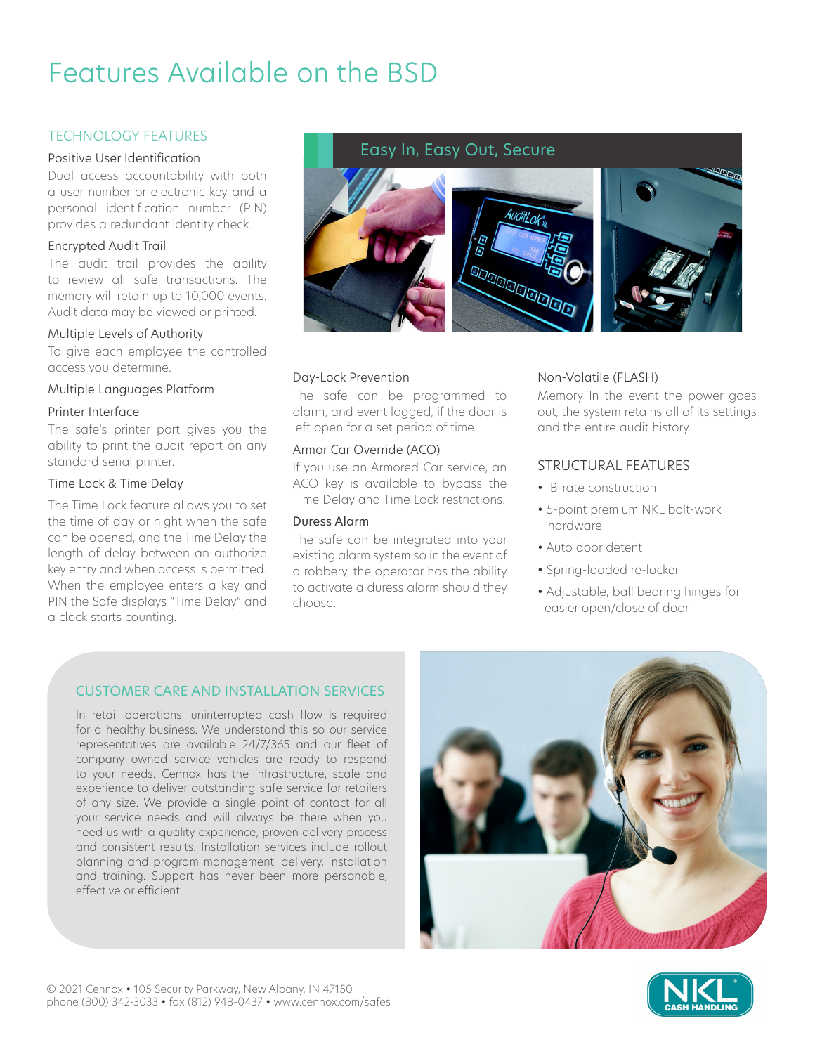# Features Available on the BSD

## TECHNOLOGY FEATURES

### Positive User Identification

Dual access accountability with both a user number or electronic key and a personal identification number (PIN) provides a redundant identity check.

### Encrypted Audit Trail

The audit trail provides the ability to review all safe transactions. The memory will retain up to 10,000 events. Audit data may be viewed or printed.

### Multiple Levels of Authority

To give each employee the controlled access you determine.

### Multiple Languages Platform

### Printer Interface

The safe's printer port gives you the ability to print the audit report on any standard serial printer.

### Time Lock & Time Delay

The Time Lock feature allows you to set the time of day or night when the safe can be opened, and the Time Delay the length of delay between an authorize key entry and when access is permitted. When the employee enters a key and PIN the Safe displays "Time Delay" and a clock starts counting.

## Easy In, Easy Out, Secure

### Day-Lock Prevention

The safe can be programmed to alarm, and event logged, if the door is left open for a set period of time.

### Armor Car Override (ACO)

If you use an Armored Car service, an ACO key is available to bypass the Time Delay and Time Lock restrictions.

### Duress Alarm

The safe can be integrated into your existing alarm system so in the event of a robbery, the operator has the ability to activate a duress alarm should they choose.

### Non-Volatile (FLASH)

Memory In the event the power goes out, the system retains all of its settings and the entire audit history.

## STRUCTURAL FEATURES

- B-rate construction
- 5-point premium NKL bolt-work hardware
- Auto door detent
- Spring-loaded re-locker
- Adjustable, ball bearing hinges for easier open/close of door

## CUSTOMER CARE AND INSTALLATION SERVICES

In retail operations, uninterrupted cash flow is required for a healthy business. We understand this so our service representatives are available 24/7/365 and our fleet of company owned service vehicles are ready to respond to your needs. Cennox has the infrastructure, scale and experience to deliver outstanding safe service for retailers of any size. We provide a single point of contact for all your service needs and will always be there when you need us with a quality experience, proven delivery process and consistent results. Installation services include rollout planning and program management, delivery, installation and training. Support has never been more personable, effective or efficient.

© 2021 Cennox • 105 Security Parkway, New Albany, IN 47150
phone (800) 342-3033 • fax (812) 948-0437 • www.cennox.com/safes

NKL® CASH HANDLING